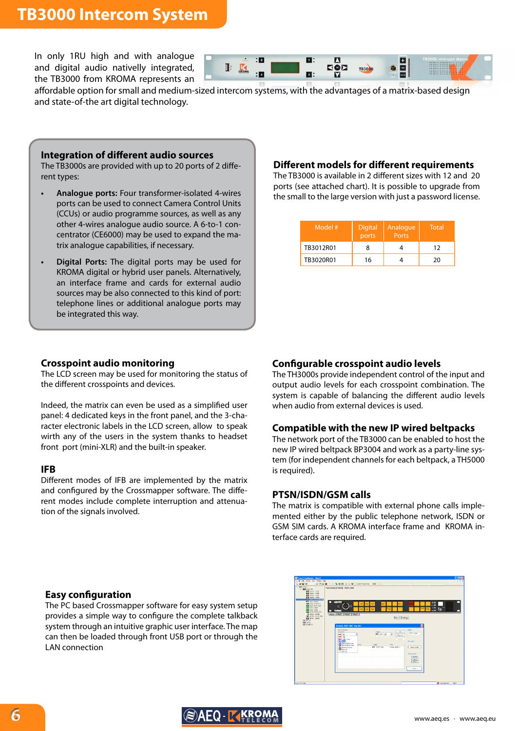# TB3000 Intercom System

In only 1RU high and with analogue and digital audio nativelly integrated, the TB3000 from KROMA represents an affordable option for small and medium-sized intercom systems, with the advantages of a matrix-based design and state-of-the art digital technology.

## Integration of different audio sources

The TB3000s are provided with up to 20 ports of 2 different types:

- **Analogue ports:** Four transformer-isolated 4-wires ports can be used to connect Camera Control Units (CCUs) or audio programme sources, as well as any other 4-wires analogue audio source. A 6-to-1 concentrator (CE6000) may be used to expand the matrix analogue capabilities, if necessary.
- **Digital Ports:** The digital ports may be used for KROMA digital or hybrid user panels. Alternatively, an interface frame and cards for external audio sources may be also connected to this kind of port: telephone lines or additional analogue ports may be integrated this way.

## Different models for different requirements

The TB3000 is available in 2 different sizes with 12 and 20 ports (see attached chart). It is possible to upgrade from the small to the large version with just a password license.

| Model # | Digital ports | Analogue Ports | Total |
|---|---|---|---|
| TB3012R01 | 8 | 4 | 12 |
| TB3020R01 | 16 | 4 | 20 |

## Crosspoint audio monitoring

The LCD screen may be used for monitoring the status of the different crosspoints and devices.

Indeed, the matrix can even be used as a simplified user panel: 4 dedicated keys in the front panel, and the 3-character electronic labels in the LCD screen, allow to speak wirth any of the users in the system thanks to headset front port (mini-XLR) and the built-in speaker.

## IFB

Different modes of IFB are implemented by the matrix and configured by the Crossmapper software. The different modes include complete interruption and attenuation of the signals involved.

## Configurable crosspoint audio levels

The TH3000s provide independent control of the input and output audio levels for each crosspoint combination. The system is capable of balancing the different audio levels when audio from external devices is used.

## Compatible with the new IP wired beltpacks

The network port of the TB3000 can be enabled to host the new IP wired beltpack BP3004 and work as a party-line system (for independent channels for each beltpack, a TH5000 is required).

## PTSN/ISDN/GSM calls

The matrix is compatible with external phone calls implemented either by the public telephone network, ISDN or GSM SIM cards. A KROMA interface frame and KROMA interface cards are required.

## Easy configuration

The PC based Crossmapper software for easy system setup provides a simple way to configure the complete talkback system through an intuitive graphic user interface. The map can then be loaded through front USB port or through the LAN connection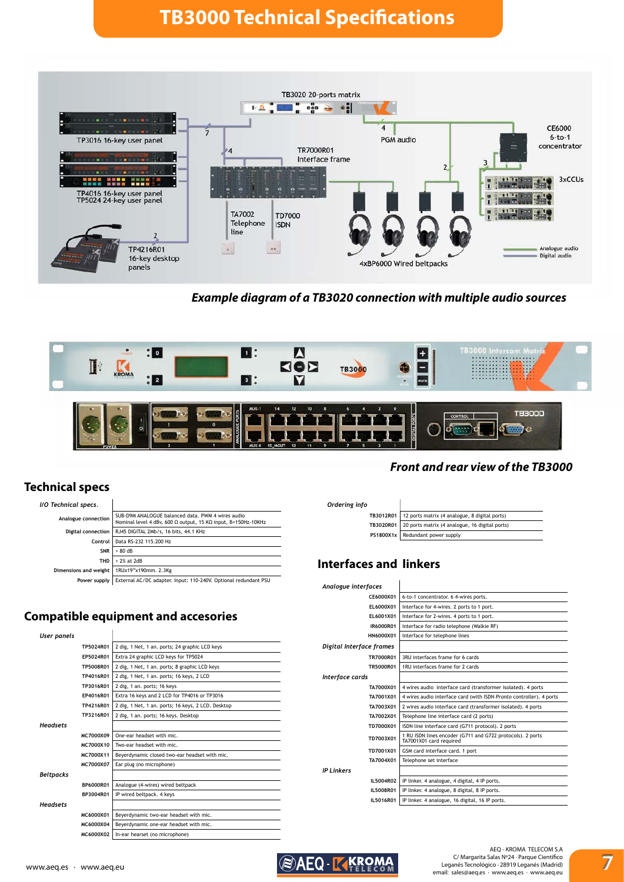# TB3000 Technical Specifications

TB3020 20-ports matrix

7

4

PGM audio

CE6000
6-to-1
concentrator

TP3016 16-key user panel

4

TR7000R01
Interface frame

2

3

3xCCUs

TP4016 16-key user panel
TP5024 24-key user panel

TA7002
Telephone
line

TD7000
ISDN

2

TP4216R01
16-key desktop
panels

4xBP6000 Wired beltpacks

Analogue audio
Digital audio

*Example diagram of a TB3020 connection with multiple audio sources*

*Front and rear view of the TB3000*

## Technical specs

| *I/O Technical specs.* | |
|---|---|
| Analogue connection | SUB-D9M ANALOGUE balanced data. PWM 4 wires audio<br>Nominal level 4 dBv, 600 Ω output, 15 KΩ input, B=150Hz-10KHz |
| Digital connection | RJ45 DIGITAL 2Mb/s, 16 bits, 44.1 KHz |
| Control | Data RS-232 115.200 Hz |
| SNR | > 80 dB |
| THD | < 2% at 2dB |
| Dimensions and weight | 1RUx19"x190mm. 2.3Kg |
| Power supply | External AC/DC adapter. Input: 110-240V. Optional redundant PSU |

## Compatible equipment and accesories

| *User panels* | |
|---|---|
| TP5024R01 | 2 dig, 1 Net, 1 an. ports; 24 graphic LCD keys |
| EP5024R01 | Extra 24 graphic LCD keys for TP5024 |
| TP5008R01 | 2 dig, 1 Net, 1 an. ports; 8 graphic LCD keys |
| TP4016R01 | 2 dig, 1 Net, 1 an. ports; 16 keys, 2 LCD |
| TP3016R01 | 2 dig, 1 an. ports; 16 keys |
| EP4016R01 | Extra 16 keys and 2 LCD for TP4016 or TP3016 |
| TP4216R01 | 2 dig, 1 Net, 1 an. ports; 16 keys, 2 LCD. Desktop |
| TP3216R01 | 2 dig, 1 an. ports; 16 keys. Desktop |
| *Headsets* | |
| MC7000X09 | One-ear headset with mic. |
| MC7000X10 | Two-ear headset with mic. |
| MC7000X11 | Beyerdynamic closed two-ear headset with mic. |
| MC7000X07 | Ear plug (no microphone) |
| *Beltpacks* | |
| BP6000R01 | Analogue (4-wires) wired beltpack |
| BP3004R01 | IP wired beltpack. 4 keys |
| *Headsets* | |
| MC6000X01 | Beyerdynamic two-ear headset with mic. |
| MC6000X04 | Beyerdynamic one-ear headset with mic. |
| MC6000X02 | In-ear hearset (no microphone) |

| *Ordering info* | |
|---|---|
| TB3012R01 | 12 ports matrix (4 analogue, 8 digital ports) |
| TB3020R01 | 20 ports matrix (4 analogue, 16 digital ports) |
| PS1800X1x | Redundant power supply |

## Interfaces and linkers

| *Analogue interfaces* | |
|---|---|
| CE6000X01 | 6-to-1 concentrator. 6 4-wires ports. |
| EL6000X01 | Interface for 4-wires. 2 ports to 1 port. |
| EL6001X01 | Interface for 2-wires. 4 ports to 1 port. |
| IR6000R01 | Interface for radio telephone (Walkie RF) |
| HN6000X01 | Interface for telephone lines |
| *Digital Interface frames* | |
| TR7000R01 | 3RU interfaces frame for 6 cards |
| TR5000R01 | 1RU interfaces frame for 2 cards |
| *Interface cards* | |
| TA7000X01 | 4 wires audio interface card (transformer isolated). 4 ports |
| TA7001X01 | 4 wires audio interface card (with ISDN *Pronto* controller). 4 ports |
| TA7003X01 | 2 wires audio interface card (transformer isolated). 4 ports |
| TA7002X01 | Telephone line interface card (2 ports) |
| TD7000X01 | ISDN line interface card (G711 protocol). 2 ports |
| TD7003X01 | 1 RU ISDN lines encoder (G711 and G722 protocols). 2 ports<br>TA7001X01 card required |
| TD7001X01 | GSM card interface card. 1 port |
| TA7004X01 | Telephone set interface |
| *IP Linkers* | |
| IL5004R02 | IP linker. 4 analogue, 4 digital, 4 IP ports. |
| IL5008R01 | IP linker. 4 analogue, 8 digital, 8 IP ports. |
| IL5016R01 | IP linker. 4 analogue, 16 digital, 16 IP ports. |

www.aeq.es · www.aeq.eu

AEQ - KROMA TELECOM S.A
C/ Margarita Salas Nº24 · Parque Científico
Leganés Tecnológico · 28919 Leganés (Madrid)
email: sales@aeq.es · www.aeq.es · www.aeq.eu